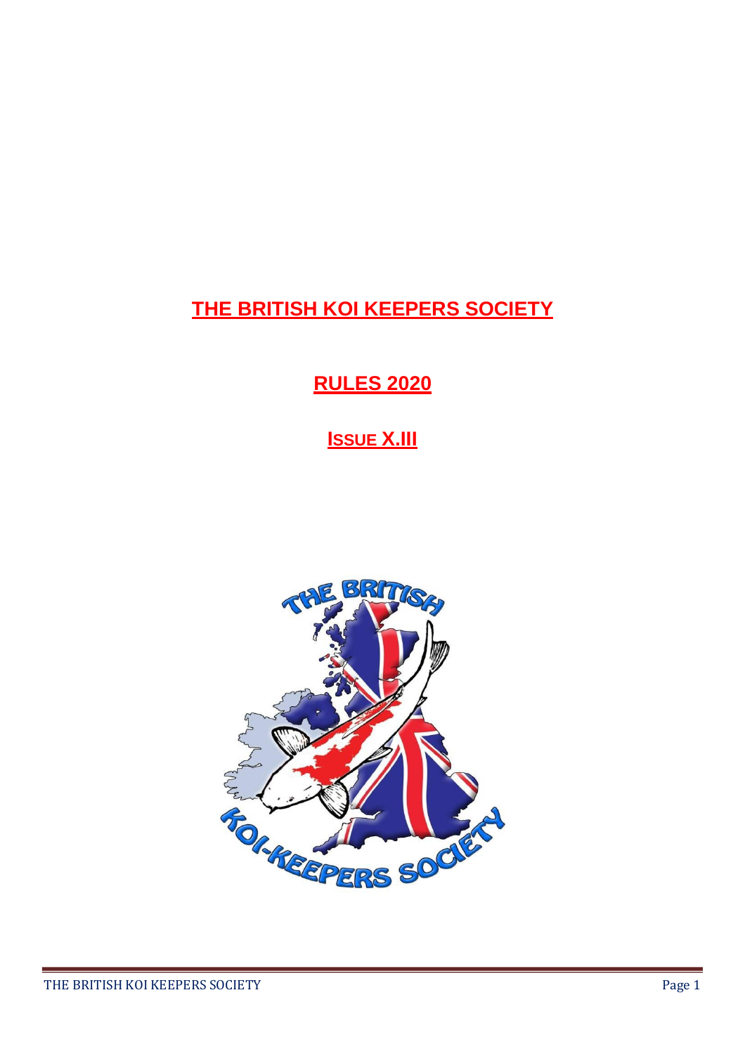# THE BRITISH KOI KEEPERS SOCIETY

## RULES 2020

### ISSUE X.III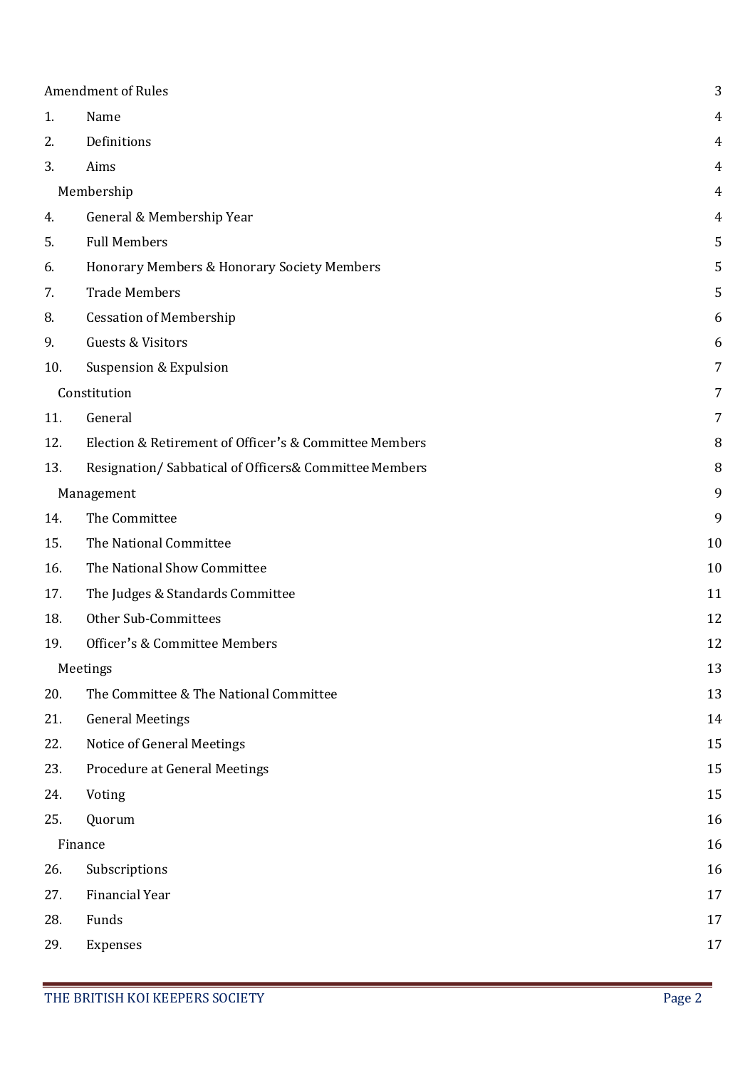| | | |
|---|---|---|
| Amendment of Rules | | 3 |
| 1. | Name | 4 |
| 2. | Definitions | 4 |
| 3. | Aims | 4 |
| Membership | | 4 |
| 4. | General & Membership Year | 4 |
| 5. | Full Members | 5 |
| 6. | Honorary Members & Honorary Society Members | 5 |
| 7. | Trade Members | 5 |
| 8. | Cessation of Membership | 6 |
| 9. | Guests & Visitors | 6 |
| 10. | Suspension & Expulsion | 7 |
| Constitution | | 7 |
| 11. | General | 7 |
| 12. | Election & Retirement of Officer's & Committee Members | 8 |
| 13. | Resignation/ Sabbatical of Officers& Committee Members | 8 |
| Management | | 9 |
| 14. | The Committee | 9 |
| 15. | The National Committee | 10 |
| 16. | The National Show Committee | 10 |
| 17. | The Judges & Standards Committee | 11 |
| 18. | Other Sub-Committees | 12 |
| 19. | Officer's & Committee Members | 12 |
| Meetings | | 13 |
| 20. | The Committee & The National Committee | 13 |
| 21. | General Meetings | 14 |
| 22. | Notice of General Meetings | 15 |
| 23. | Procedure at General Meetings | 15 |
| 24. | Voting | 15 |
| 25. | Quorum | 16 |
| Finance | | 16 |
| 26. | Subscriptions | 16 |
| 27. | Financial Year | 17 |
| 28. | Funds | 17 |
| 29. | Expenses | 17 |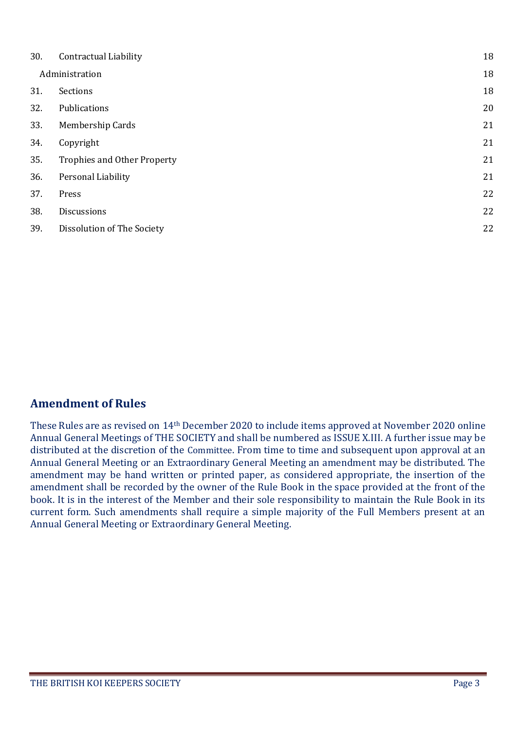| | | |
|---|---|---|
| 30. | Contractual Liability | 18 |
| | Administration | 18 |
| 31. | Sections | 18 |
| 32. | Publications | 20 |
| 33. | Membership Cards | 21 |
| 34. | Copyright | 21 |
| 35. | Trophies and Other Property | 21 |
| 36. | Personal Liability | 21 |
| 37. | Press | 22 |
| 38. | Discussions | 22 |
| 39. | Dissolution of The Society | 22 |

## Amendment of Rules

These Rules are as revised on 14th December 2020 to include items approved at November 2020 online Annual General Meetings of THE SOCIETY and shall be numbered as ISSUE X.III. A further issue may be distributed at the discretion of the Committee. From time to time and subsequent upon approval at an Annual General Meeting or an Extraordinary General Meeting an amendment may be distributed. The amendment may be hand written or printed paper, as considered appropriate, the insertion of the amendment shall be recorded by the owner of the Rule Book in the space provided at the front of the book. It is in the interest of the Member and their sole responsibility to maintain the Rule Book in its current form. Such amendments shall require a simple majority of the Full Members present at an Annual General Meeting or Extraordinary General Meeting.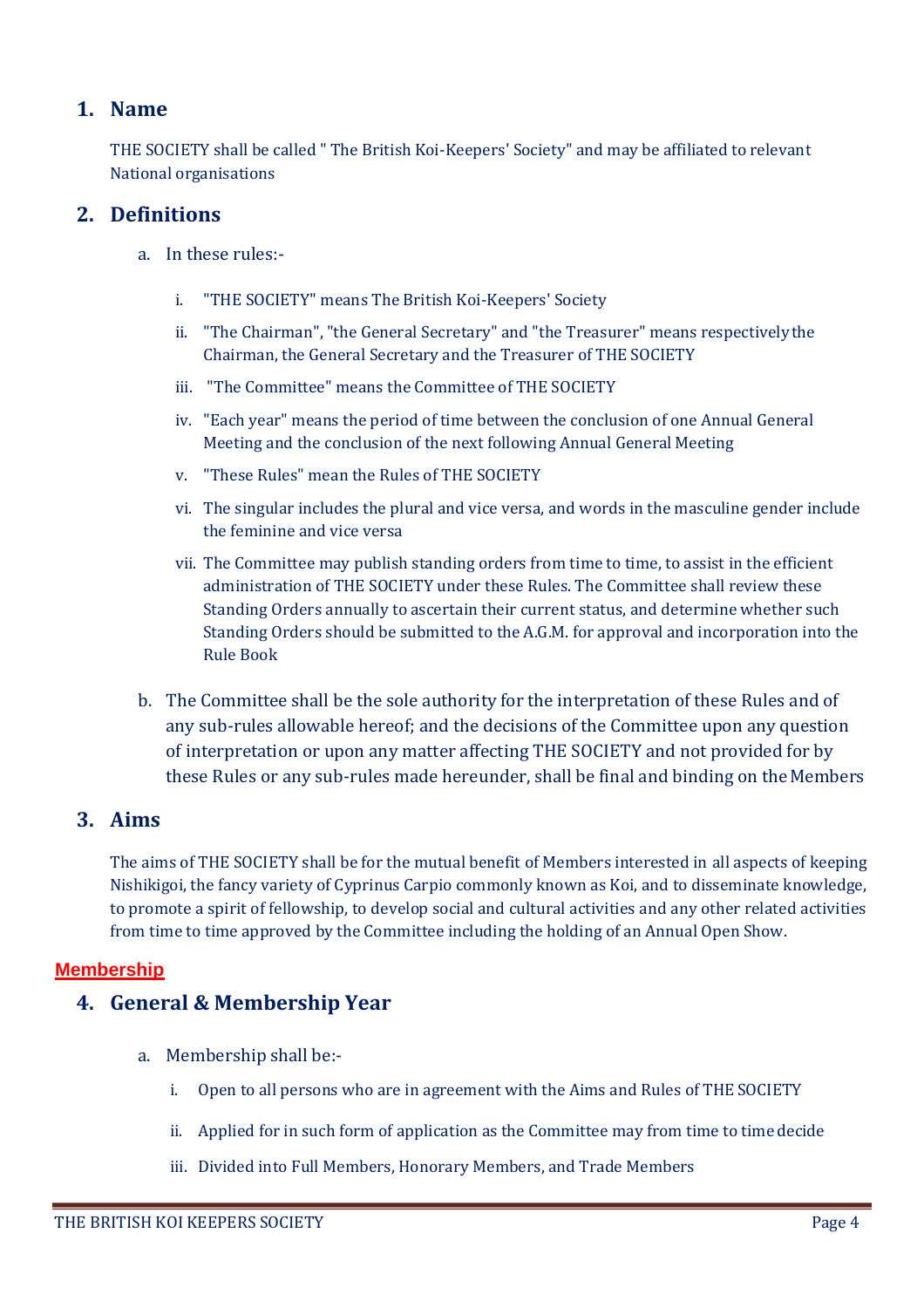## 1. Name

THE SOCIETY shall be called " The British Koi-Keepers' Society" and may be affiliated to relevant National organisations

## 2. Definitions

a. In these rules:-

   i. "THE SOCIETY" means The British Koi-Keepers' Society

   ii. "The Chairman", "the General Secretary" and "the Treasurer" means respectively the Chairman, the General Secretary and the Treasurer of THE SOCIETY

   iii. "The Committee" means the Committee of THE SOCIETY

   iv. "Each year" means the period of time between the conclusion of one Annual General Meeting and the conclusion of the next following Annual General Meeting

   v. "These Rules" mean the Rules of THE SOCIETY

   vi. The singular includes the plural and vice versa, and words in the masculine gender include the feminine and vice versa

   vii. The Committee may publish standing orders from time to time, to assist in the efficient administration of THE SOCIETY under these Rules. The Committee shall review these Standing Orders annually to ascertain their current status, and determine whether such Standing Orders should be submitted to the A.G.M. for approval and incorporation into the Rule Book

b. The Committee shall be the sole authority for the interpretation of these Rules and of any sub-rules allowable hereof; and the decisions of the Committee upon any question of interpretation or upon any matter affecting THE SOCIETY and not provided for by these Rules or any sub-rules made hereunder, shall be final and binding on the Members

## 3. Aims

The aims of THE SOCIETY shall be for the mutual benefit of Members interested in all aspects of keeping Nishikigoi, the fancy variety of Cyprinus Carpio commonly known as Koi, and to disseminate knowledge, to promote a spirit of fellowship, to develop social and cultural activities and any other related activities from time to time approved by the Committee including the holding of an Annual Open Show.

**Membership**

## 4. General & Membership Year

a. Membership shall be:-

   i. Open to all persons who are in agreement with the Aims and Rules of THE SOCIETY

   ii. Applied for in such form of application as the Committee may from time to time decide

   iii. Divided into Full Members, Honorary Members, and Trade Members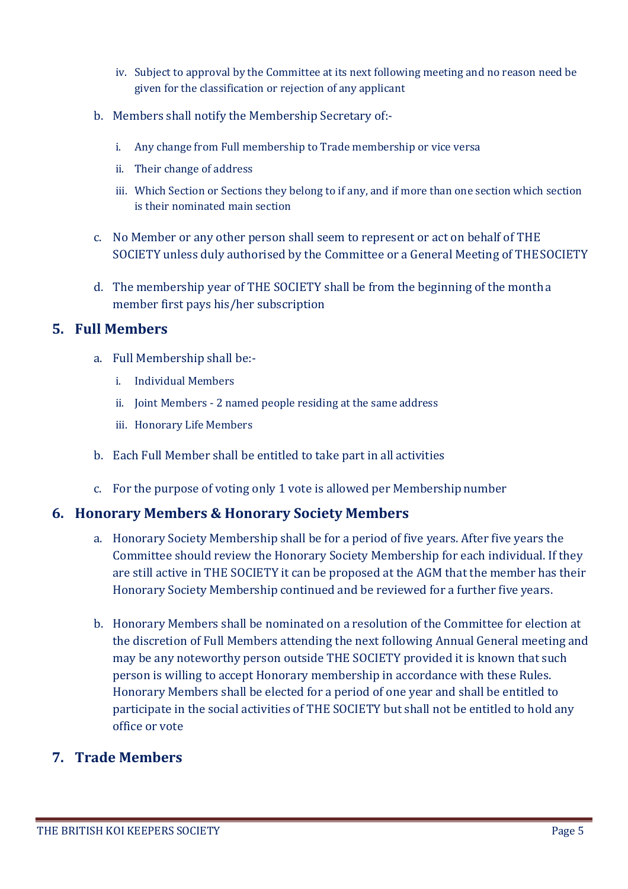iv. Subject to approval by the Committee at its next following meeting and no reason need be given for the classification or rejection of any applicant

b. Members shall notify the Membership Secretary of:-

   i. Any change from Full membership to Trade membership or vice versa

   ii. Their change of address

   iii. Which Section or Sections they belong to if any, and if more than one section which section is their nominated main section

c. No Member or any other person shall seem to represent or act on behalf of THE SOCIETY unless duly authorised by the Committee or a General Meeting of THE SOCIETY

d. The membership year of THE SOCIETY shall be from the beginning of the month a member first pays his/her subscription

## 5. Full Members

a. Full Membership shall be:-

   i. Individual Members

   ii. Joint Members - 2 named people residing at the same address

   iii. Honorary Life Members

b. Each Full Member shall be entitled to take part in all activities

c. For the purpose of voting only 1 vote is allowed per Membership number

## 6. Honorary Members & Honorary Society Members

a. Honorary Society Membership shall be for a period of five years. After five years the Committee should review the Honorary Society Membership for each individual. If they are still active in THE SOCIETY it can be proposed at the AGM that the member has their Honorary Society Membership continued and be reviewed for a further five years.

b. Honorary Members shall be nominated on a resolution of the Committee for election at the discretion of Full Members attending the next following Annual General meeting and may be any noteworthy person outside THE SOCIETY provided it is known that such person is willing to accept Honorary membership in accordance with these Rules. Honorary Members shall be elected for a period of one year and shall be entitled to participate in the social activities of THE SOCIETY but shall not be entitled to hold any office or vote

## 7. Trade Members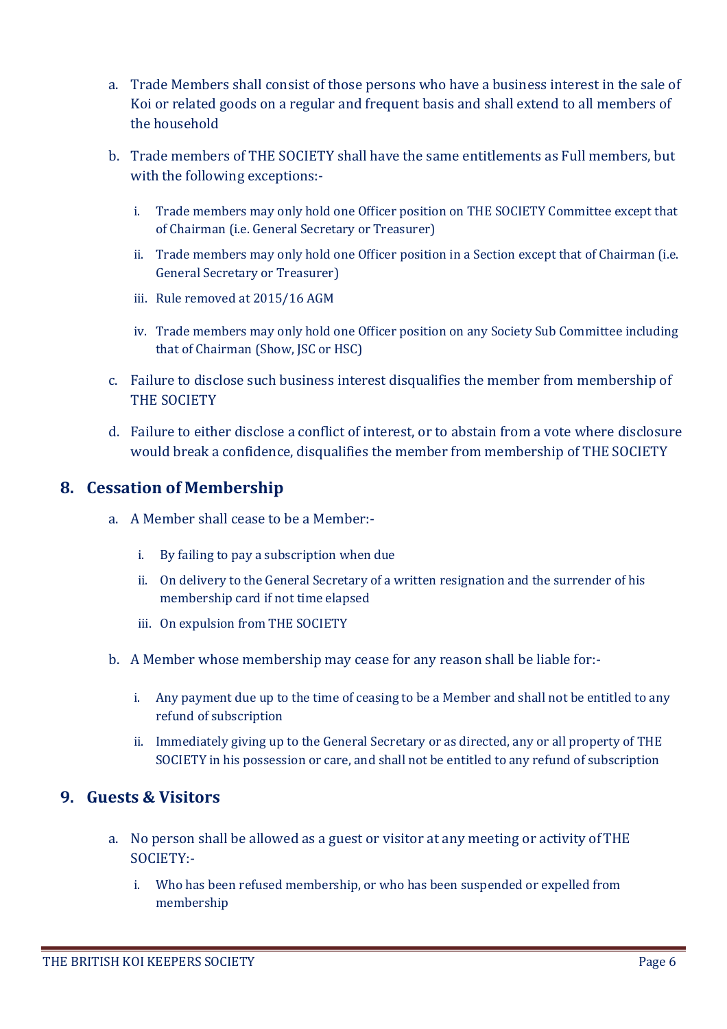a. Trade Members shall consist of those persons who have a business interest in the sale of Koi or related goods on a regular and frequent basis and shall extend to all members of the household

b. Trade members of THE SOCIETY shall have the same entitlements as Full members, but with the following exceptions:-

   i. Trade members may only hold one Officer position on THE SOCIETY Committee except that of Chairman (i.e. General Secretary or Treasurer)

   ii. Trade members may only hold one Officer position in a Section except that of Chairman (i.e. General Secretary or Treasurer)

   iii. Rule removed at 2015/16 AGM

   iv. Trade members may only hold one Officer position on any Society Sub Committee including that of Chairman (Show, JSC or HSC)

c. Failure to disclose such business interest disqualifies the member from membership of THE SOCIETY

d. Failure to either disclose a conflict of interest, or to abstain from a vote where disclosure would break a confidence, disqualifies the member from membership of THE SOCIETY

## 8. Cessation of Membership

a. A Member shall cease to be a Member:-

   i. By failing to pay a subscription when due

   ii. On delivery to the General Secretary of a written resignation and the surrender of his membership card if not time elapsed

   iii. On expulsion from THE SOCIETY

b. A Member whose membership may cease for any reason shall be liable for:-

   i. Any payment due up to the time of ceasing to be a Member and shall not be entitled to any refund of subscription

   ii. Immediately giving up to the General Secretary or as directed, any or all property of THE SOCIETY in his possession or care, and shall not be entitled to any refund of subscription

## 9. Guests & Visitors

a. No person shall be allowed as a guest or visitor at any meeting or activity of THE SOCIETY:-

   i. Who has been refused membership, or who has been suspended or expelled from membership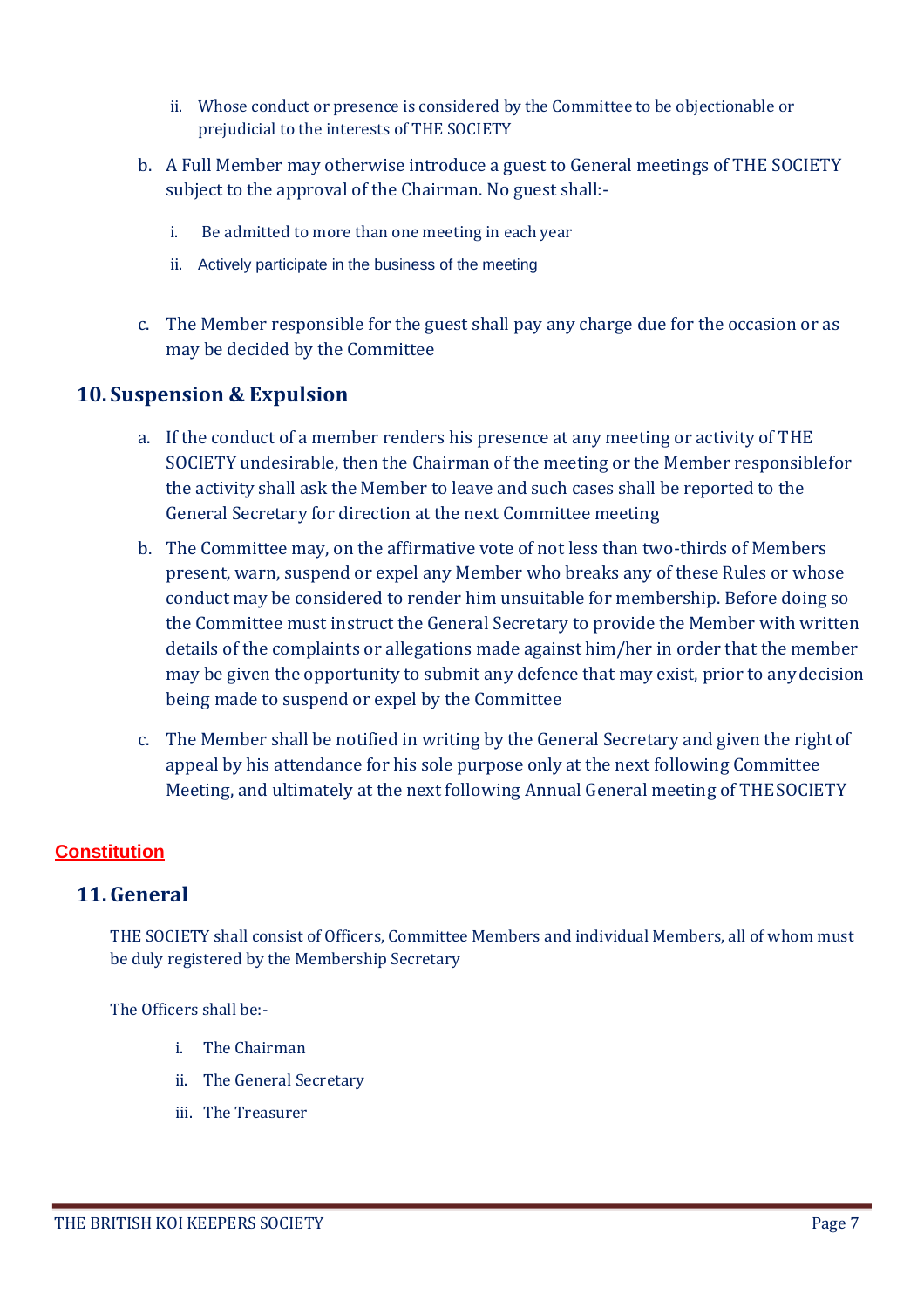ii. Whose conduct or presence is considered by the Committee to be objectionable or prejudicial to the interests of THE SOCIETY

b. A Full Member may otherwise introduce a guest to General meetings of THE SOCIETY subject to the approval of the Chairman. No guest shall:-

   i. Be admitted to more than one meeting in each year

   ii. Actively participate in the business of the meeting

c. The Member responsible for the guest shall pay any charge due for the occasion or as may be decided by the Committee

## 10. Suspension & Expulsion

a. If the conduct of a member renders his presence at any meeting or activity of THE SOCIETY undesirable, then the Chairman of the meeting or the Member responsiblefor the activity shall ask the Member to leave and such cases shall be reported to the General Secretary for direction at the next Committee meeting

b. The Committee may, on the affirmative vote of not less than two-thirds of Members present, warn, suspend or expel any Member who breaks any of these Rules or whose conduct may be considered to render him unsuitable for membership. Before doing so the Committee must instruct the General Secretary to provide the Member with written details of the complaints or allegations made against him/her in order that the member may be given the opportunity to submit any defence that may exist, prior to anydecision being made to suspend or expel by the Committee

c. The Member shall be notified in writing by the General Secretary and given the right of appeal by his attendance for his sole purpose only at the next following Committee Meeting, and ultimately at the next following Annual General meeting of THESOCIETY

**Constitution**

## 11. General

THE SOCIETY shall consist of Officers, Committee Members and individual Members, all of whom must be duly registered by the Membership Secretary

The Officers shall be:-

   i. The Chairman

   ii. The General Secretary

   iii. The Treasurer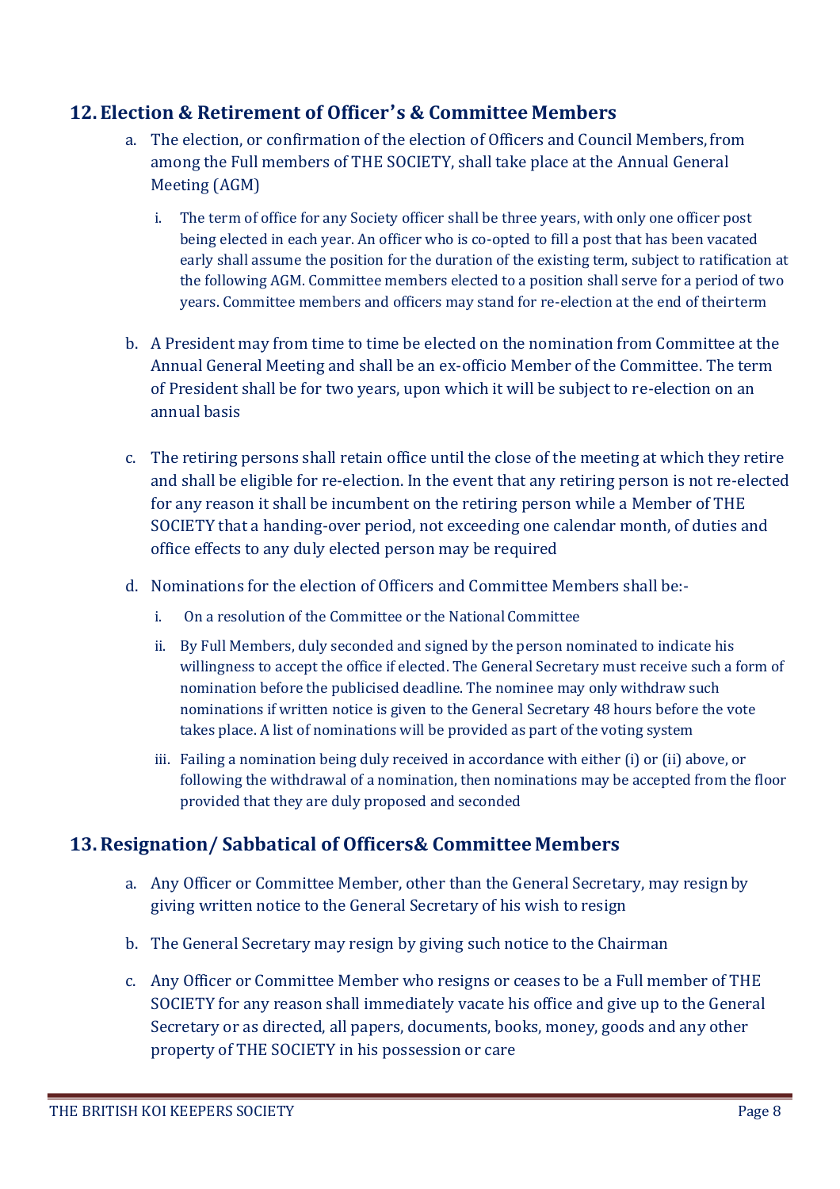## 12. Election & Retirement of Officer's & Committee Members

a. The election, or confirmation of the election of Officers and Council Members, from among the Full members of THE SOCIETY, shall take place at the Annual General Meeting (AGM)

   i. The term of office for any Society officer shall be three years, with only one officer post being elected in each year. An officer who is co-opted to fill a post that has been vacated early shall assume the position for the duration of the existing term, subject to ratification at the following AGM. Committee members elected to a position shall serve for a period of two years. Committee members and officers may stand for re-election at the end of theirterm

b. A President may from time to time be elected on the nomination from Committee at the Annual General Meeting and shall be an ex-officio Member of the Committee. The term of President shall be for two years, upon which it will be subject to re-election on an annual basis

c. The retiring persons shall retain office until the close of the meeting at which they retire and shall be eligible for re-election. In the event that any retiring person is not re-elected for any reason it shall be incumbent on the retiring person while a Member of THE SOCIETY that a handing-over period, not exceeding one calendar month, of duties and office effects to any duly elected person may be required

d. Nominations for the election of Officers and Committee Members shall be:-

   i. On a resolution of the Committee or the National Committee

   ii. By Full Members, duly seconded and signed by the person nominated to indicate his willingness to accept the office if elected. The General Secretary must receive such a form of nomination before the publicised deadline. The nominee may only withdraw such nominations if written notice is given to the General Secretary 48 hours before the vote takes place. A list of nominations will be provided as part of the voting system

   iii. Failing a nomination being duly received in accordance with either (i) or (ii) above, or following the withdrawal of a nomination, then nominations may be accepted from the floor provided that they are duly proposed and seconded

## 13. Resignation/ Sabbatical of Officers& Committee Members

a. Any Officer or Committee Member, other than the General Secretary, may resign by giving written notice to the General Secretary of his wish to resign

b. The General Secretary may resign by giving such notice to the Chairman

c. Any Officer or Committee Member who resigns or ceases to be a Full member of THE SOCIETY for any reason shall immediately vacate his office and give up to the General Secretary or as directed, all papers, documents, books, money, goods and any other property of THE SOCIETY in his possession or care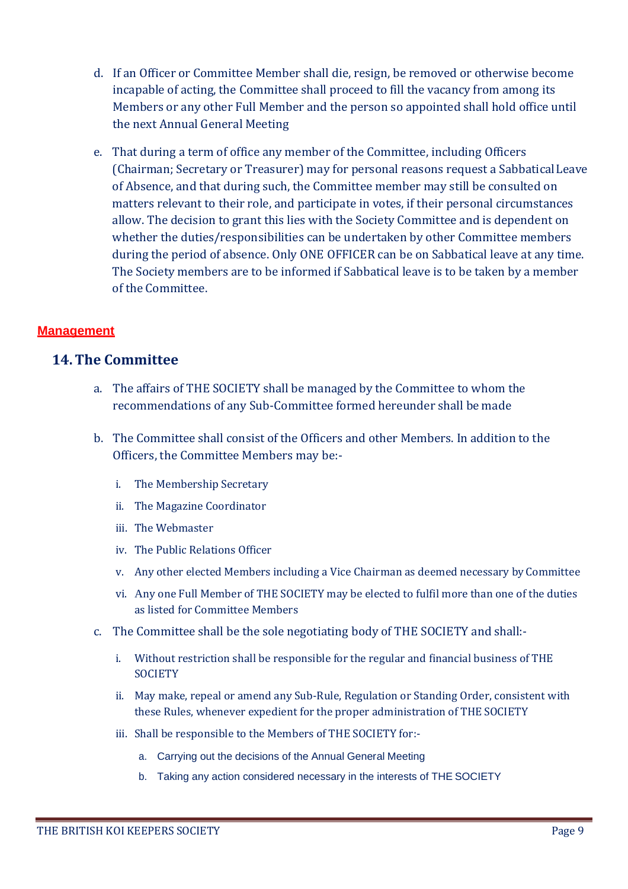d. If an Officer or Committee Member shall die, resign, be removed or otherwise become incapable of acting, the Committee shall proceed to fill the vacancy from among its Members or any other Full Member and the person so appointed shall hold office until the next Annual General Meeting

e. That during a term of office any member of the Committee, including Officers (Chairman; Secretary or Treasurer) may for personal reasons request a Sabbatical Leave of Absence, and that during such, the Committee member may still be consulted on matters relevant to their role, and participate in votes, if their personal circumstances allow. The decision to grant this lies with the Society Committee and is dependent on whether the duties/responsibilities can be undertaken by other Committee members during the period of absence. Only ONE OFFICER can be on Sabbatical leave at any time. The Society members are to be informed if Sabbatical leave is to be taken by a member of the Committee.

**Management**

## 14. The Committee

a. The affairs of THE SOCIETY shall be managed by the Committee to whom the recommendations of any Sub-Committee formed hereunder shall be made

b. The Committee shall consist of the Officers and other Members. In addition to the Officers, the Committee Members may be:-

   i. The Membership Secretary
   ii. The Magazine Coordinator
   iii. The Webmaster
   iv. The Public Relations Officer
   v. Any other elected Members including a Vice Chairman as deemed necessary by Committee
   vi. Any one Full Member of THE SOCIETY may be elected to fulfil more than one of the duties as listed for Committee Members

c. The Committee shall be the sole negotiating body of THE SOCIETY and shall:-

   i. Without restriction shall be responsible for the regular and financial business of THE SOCIETY
   ii. May make, repeal or amend any Sub-Rule, Regulation or Standing Order, consistent with these Rules, whenever expedient for the proper administration of THE SOCIETY
   iii. Shall be responsible to the Members of THE SOCIETY for:-

      a. Carrying out the decisions of the Annual General Meeting
      b. Taking any action considered necessary in the interests of THE SOCIETY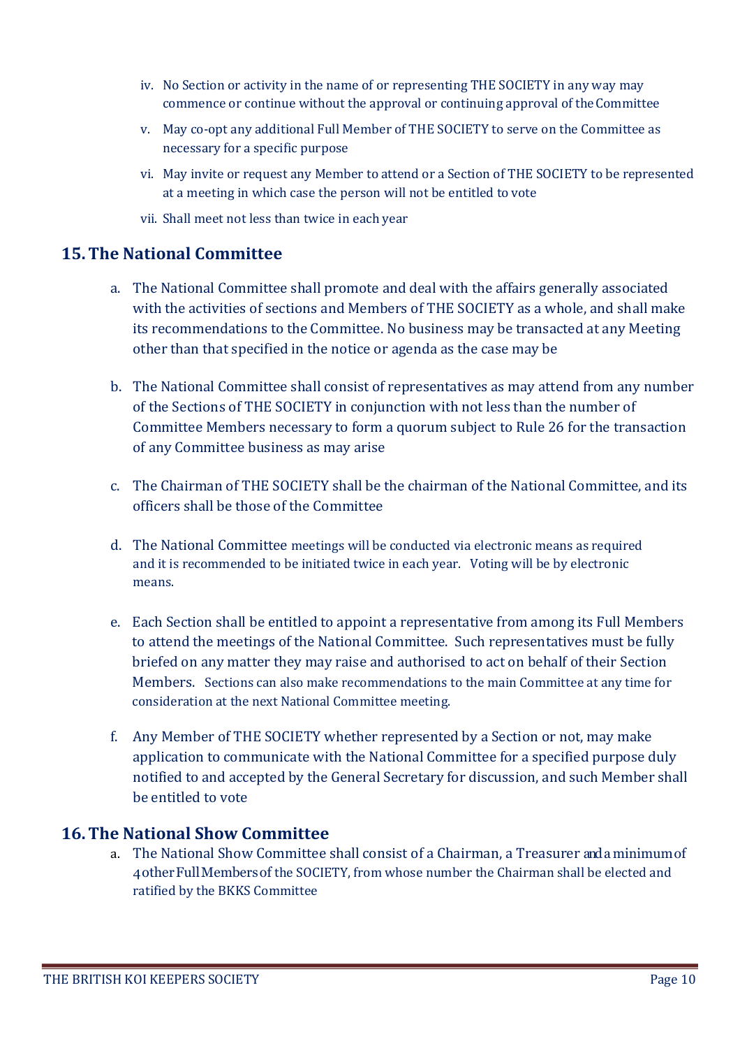- iv. No Section or activity in the name of or representing THE SOCIETY in any way may commence or continue without the approval or continuing approval of the Committee
- v. May co-opt any additional Full Member of THE SOCIETY to serve on the Committee as necessary for a specific purpose
- vi. May invite or request any Member to attend or a Section of THE SOCIETY to be represented at a meeting in which case the person will not be entitled to vote
- vii. Shall meet not less than twice in each year

## 15. The National Committee

a. The National Committee shall promote and deal with the affairs generally associated with the activities of sections and Members of THE SOCIETY as a whole, and shall make its recommendations to the Committee. No business may be transacted at any Meeting other than that specified in the notice or agenda as the case may be

b. The National Committee shall consist of representatives as may attend from any number of the Sections of THE SOCIETY in conjunction with not less than the number of Committee Members necessary to form a quorum subject to Rule 26 for the transaction of any Committee business as may arise

c. The Chairman of THE SOCIETY shall be the chairman of the National Committee, and its officers shall be those of the Committee

d. The National Committee meetings will be conducted via electronic means as required and it is recommended to be initiated twice in each year. Voting will be by electronic means.

e. Each Section shall be entitled to appoint a representative from among its Full Members to attend the meetings of the National Committee. Such representatives must be fully briefed on any matter they may raise and authorised to act on behalf of their Section Members. Sections can also make recommendations to the main Committee at any time for consideration at the next National Committee meeting.

f. Any Member of THE SOCIETY whether represented by a Section or not, may make application to communicate with the National Committee for a specified purpose duly notified to and accepted by the General Secretary for discussion, and such Member shall be entitled to vote

## 16. The National Show Committee

a. The National Show Committee shall consist of a Chairman, a Treasurer and a minimum of 4 other Full Members of the SOCIETY, from whose number the Chairman shall be elected and ratified by the BKKS Committee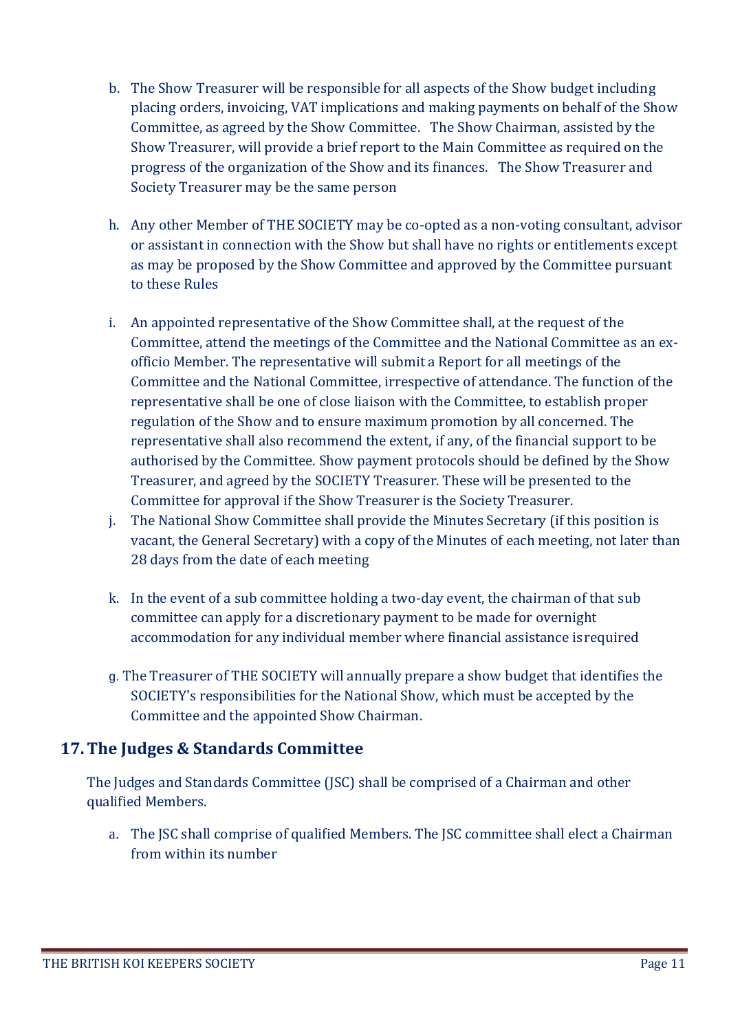b. The Show Treasurer will be responsible for all aspects of the Show budget including placing orders, invoicing, VAT implications and making payments on behalf of the Show Committee, as agreed by the Show Committee. The Show Chairman, assisted by the Show Treasurer, will provide a brief report to the Main Committee as required on the progress of the organization of the Show and its finances. The Show Treasurer and Society Treasurer may be the same person

h. Any other Member of THE SOCIETY may be co-opted as a non-voting consultant, advisor or assistant in connection with the Show but shall have no rights or entitlements except as may be proposed by the Show Committee and approved by the Committee pursuant to these Rules

i. An appointed representative of the Show Committee shall, at the request of the Committee, attend the meetings of the Committee and the National Committee as an ex-officio Member. The representative will submit a Report for all meetings of the Committee and the National Committee, irrespective of attendance. The function of the representative shall be one of close liaison with the Committee, to establish proper regulation of the Show and to ensure maximum promotion by all concerned. The representative shall also recommend the extent, if any, of the financial support to be authorised by the Committee. Show payment protocols should be defined by the Show Treasurer, and agreed by the SOCIETY Treasurer. These will be presented to the Committee for approval if the Show Treasurer is the Society Treasurer.

j. The National Show Committee shall provide the Minutes Secretary (if this position is vacant, the General Secretary) with a copy of the Minutes of each meeting, not later than 28 days from the date of each meeting

k. In the event of a sub committee holding a two-day event, the chairman of that sub committee can apply for a discretionary payment to be made for overnight accommodation for any individual member where financial assistance is required

g. The Treasurer of THE SOCIETY will annually prepare a show budget that identifies the SOCIETY's responsibilities for the National Show, which must be accepted by the Committee and the appointed Show Chairman.

## 17. The Judges & Standards Committee

The Judges and Standards Committee (JSC) shall be comprised of a Chairman and other qualified Members.

a. The JSC shall comprise of qualified Members. The JSC committee shall elect a Chairman from within its number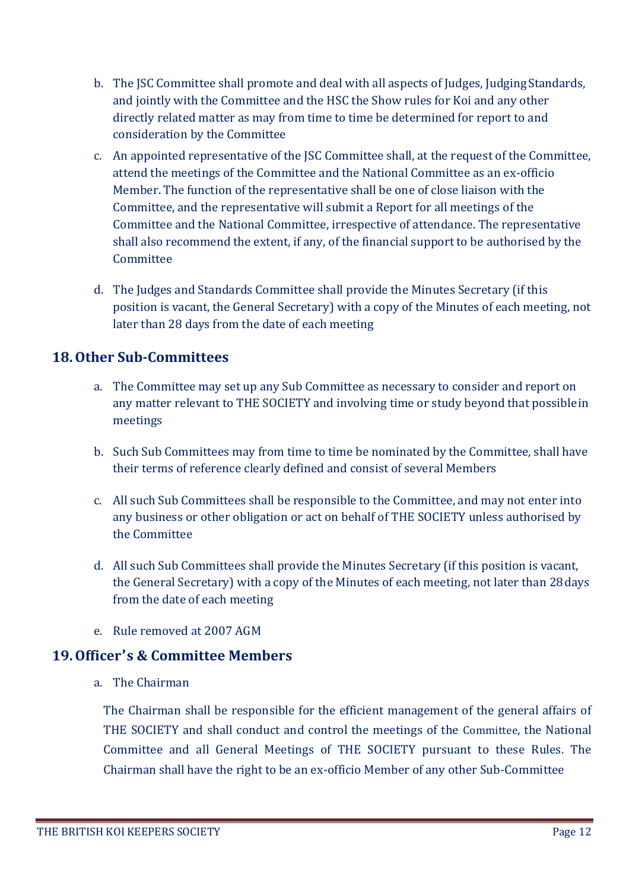b. The JSC Committee shall promote and deal with all aspects of Judges, Judging Standards, and jointly with the Committee and the HSC the Show rules for Koi and any other directly related matter as may from time to time be determined for report to and consideration by the Committee

c. An appointed representative of the JSC Committee shall, at the request of the Committee, attend the meetings of the Committee and the National Committee as an ex-officio Member. The function of the representative shall be one of close liaison with the Committee, and the representative will submit a Report for all meetings of the Committee and the National Committee, irrespective of attendance. The representative shall also recommend the extent, if any, of the financial support to be authorised by the Committee

d. The Judges and Standards Committee shall provide the Minutes Secretary (if this position is vacant, the General Secretary) with a copy of the Minutes of each meeting, not later than 28 days from the date of each meeting

## 18. Other Sub-Committees

a. The Committee may set up any Sub Committee as necessary to consider and report on any matter relevant to THE SOCIETY and involving time or study beyond that possible in meetings

b. Such Sub Committees may from time to time be nominated by the Committee, shall have their terms of reference clearly defined and consist of several Members

c. All such Sub Committees shall be responsible to the Committee, and may not enter into any business or other obligation or act on behalf of THE SOCIETY unless authorised by the Committee

d. All such Sub Committees shall provide the Minutes Secretary (if this position is vacant, the General Secretary) with a copy of the Minutes of each meeting, not later than 28 days from the date of each meeting

e. Rule removed at 2007 AGM

## 19. Officer's & Committee Members

a. The Chairman

The Chairman shall be responsible for the efficient management of the general affairs of THE SOCIETY and shall conduct and control the meetings of the Committee, the National Committee and all General Meetings of THE SOCIETY pursuant to these Rules. The Chairman shall have the right to be an ex-officio Member of any other Sub-Committee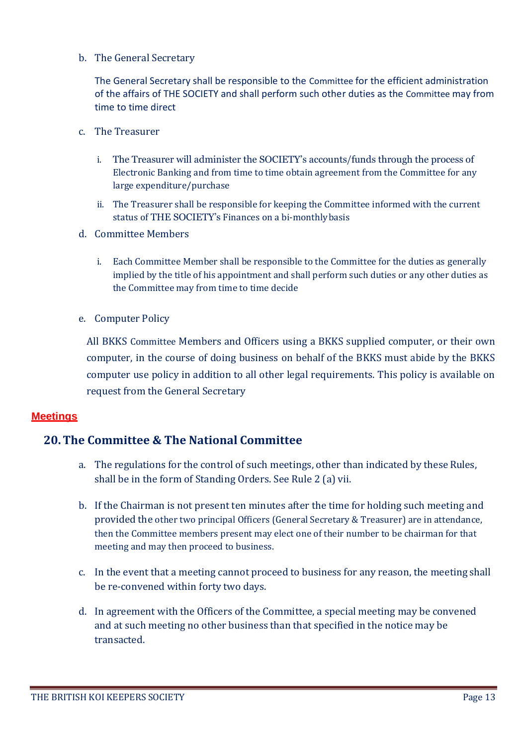b. The General Secretary

   The General Secretary shall be responsible to the Committee for the efficient administration of the affairs of THE SOCIETY and shall perform such other duties as the Committee may from time to time direct

c. The Treasurer

   i. The Treasurer will administer the SOCIETY's accounts/funds through the process of Electronic Banking and from time to time obtain agreement from the Committee for any large expenditure/purchase

   ii. The Treasurer shall be responsible for keeping the Committee informed with the current status of THE SOCIETY's Finances on a bi-monthly basis

d. Committee Members

   i. Each Committee Member shall be responsible to the Committee for the duties as generally implied by the title of his appointment and shall perform such duties or any other duties as the Committee may from time to time decide

e. Computer Policy

   All BKKS Committee Members and Officers using a BKKS supplied computer, or their own computer, in the course of doing business on behalf of the BKKS must abide by the BKKS computer use policy in addition to all other legal requirements. This policy is available on request from the General Secretary

**Meetings**

## 20. The Committee & The National Committee

a. The regulations for the control of such meetings, other than indicated by these Rules, shall be in the form of Standing Orders. See Rule 2 (a) vii.

b. If the Chairman is not present ten minutes after the time for holding such meeting and provided the other two principal Officers (General Secretary & Treasurer) are in attendance, then the Committee members present may elect one of their number to be chairman for that meeting and may then proceed to business.

c. In the event that a meeting cannot proceed to business for any reason, the meeting shall be re-convened within forty two days.

d. In agreement with the Officers of the Committee, a special meeting may be convened and at such meeting no other business than that specified in the notice may be transacted.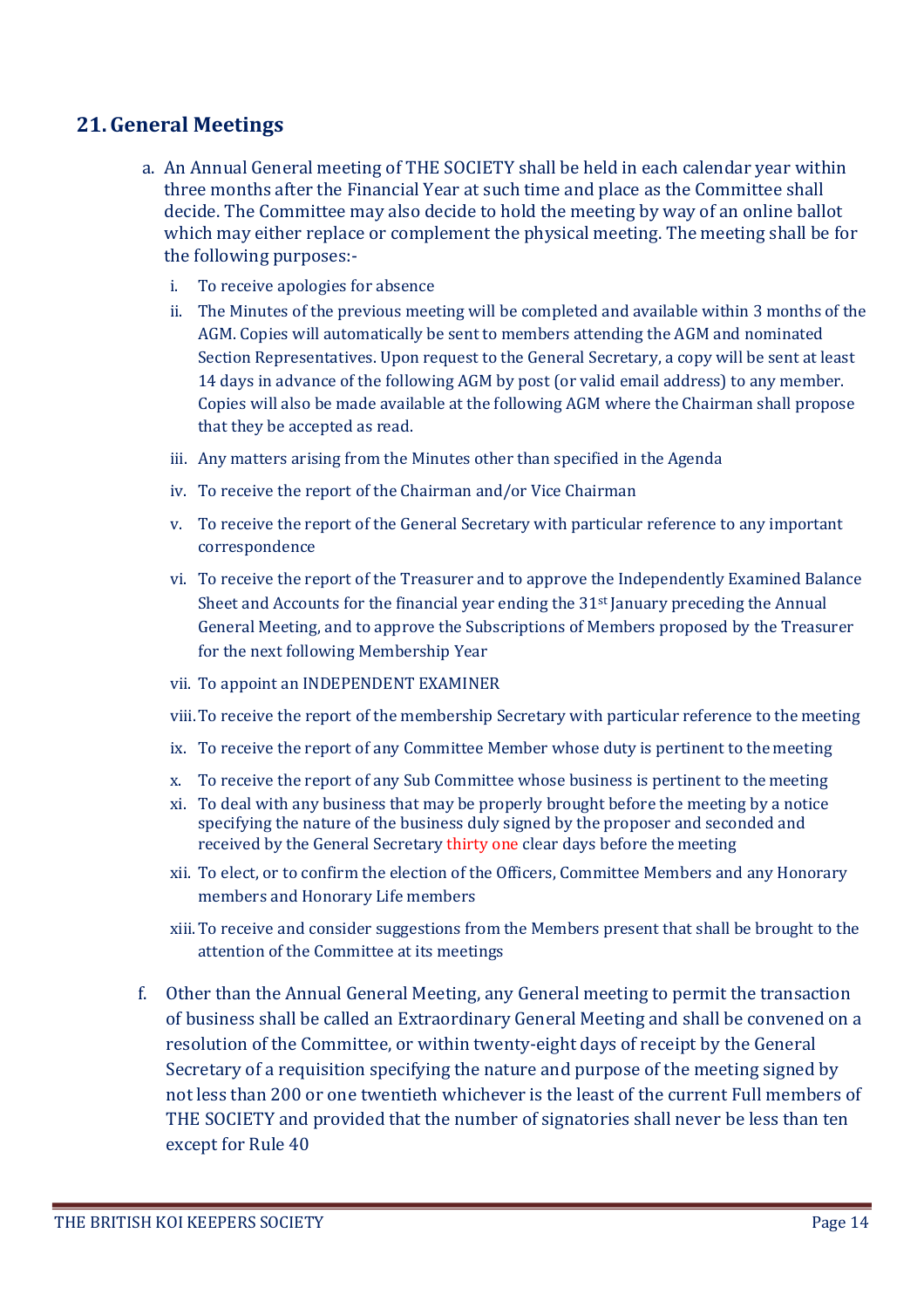## 21. General Meetings

a. An Annual General meeting of THE SOCIETY shall be held in each calendar year within three months after the Financial Year at such time and place as the Committee shall decide. The Committee may also decide to hold the meeting by way of an online ballot which may either replace or complement the physical meeting. The meeting shall be for the following purposes:-

   i. To receive apologies for absence
   
   ii. The Minutes of the previous meeting will be completed and available within 3 months of the AGM. Copies will automatically be sent to members attending the AGM and nominated Section Representatives. Upon request to the General Secretary, a copy will be sent at least 14 days in advance of the following AGM by post (or valid email address) to any member. Copies will also be made available at the following AGM where the Chairman shall propose that they be accepted as read.
   
   iii. Any matters arising from the Minutes other than specified in the Agenda
   
   iv. To receive the report of the Chairman and/or Vice Chairman
   
   v. To receive the report of the General Secretary with particular reference to any important correspondence
   
   vi. To receive the report of the Treasurer and to approve the Independently Examined Balance Sheet and Accounts for the financial year ending the 31st January preceding the Annual General Meeting, and to approve the Subscriptions of Members proposed by the Treasurer for the next following Membership Year
   
   vii. To appoint an INDEPENDENT EXAMINER
   
   viii. To receive the report of the membership Secretary with particular reference to the meeting
   
   ix. To receive the report of any Committee Member whose duty is pertinent to the meeting
   
   x. To receive the report of any Sub Committee whose business is pertinent to the meeting
   
   xi. To deal with any business that may be properly brought before the meeting by a notice specifying the nature of the business duly signed by the proposer and seconded and received by the General Secretary thirty one clear days before the meeting
   
   xii. To elect, or to confirm the election of the Officers, Committee Members and any Honorary members and Honorary Life members
   
   xiii. To receive and consider suggestions from the Members present that shall be brought to the attention of the Committee at its meetings

f. Other than the Annual General Meeting, any General meeting to permit the transaction of business shall be called an Extraordinary General Meeting and shall be convened on a resolution of the Committee, or within twenty-eight days of receipt by the General Secretary of a requisition specifying the nature and purpose of the meeting signed by not less than 200 or one twentieth whichever is the least of the current Full members of THE SOCIETY and provided that the number of signatories shall never be less than ten except for Rule 40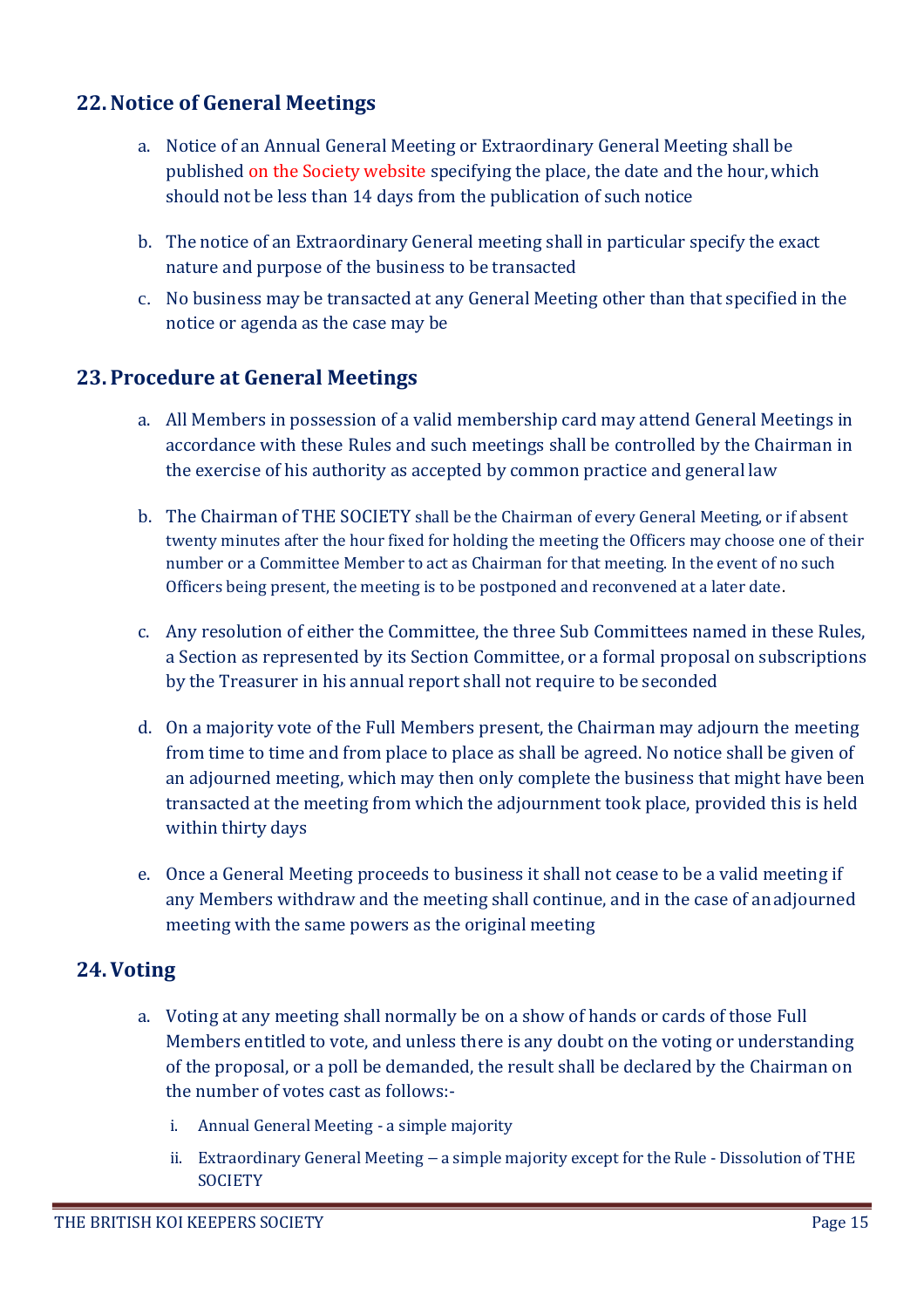## 22. Notice of General Meetings

a. Notice of an Annual General Meeting or Extraordinary General Meeting shall be published on the Society website specifying the place, the date and the hour, which should not be less than 14 days from the publication of such notice

b. The notice of an Extraordinary General meeting shall in particular specify the exact nature and purpose of the business to be transacted

c. No business may be transacted at any General Meeting other than that specified in the notice or agenda as the case may be

## 23. Procedure at General Meetings

a. All Members in possession of a valid membership card may attend General Meetings in accordance with these Rules and such meetings shall be controlled by the Chairman in the exercise of his authority as accepted by common practice and general law

b. The Chairman of THE SOCIETY shall be the Chairman of every General Meeting, or if absent twenty minutes after the hour fixed for holding the meeting the Officers may choose one of their number or a Committee Member to act as Chairman for that meeting. In the event of no such Officers being present, the meeting is to be postponed and reconvened at a later date.

c. Any resolution of either the Committee, the three Sub Committees named in these Rules, a Section as represented by its Section Committee, or a formal proposal on subscriptions by the Treasurer in his annual report shall not require to be seconded

d. On a majority vote of the Full Members present, the Chairman may adjourn the meeting from time to time and from place to place as shall be agreed. No notice shall be given of an adjourned meeting, which may then only complete the business that might have been transacted at the meeting from which the adjournment took place, provided this is held within thirty days

e. Once a General Meeting proceeds to business it shall not cease to be a valid meeting if any Members withdraw and the meeting shall continue, and in the case of an adjourned meeting with the same powers as the original meeting

## 24. Voting

a. Voting at any meeting shall normally be on a show of hands or cards of those Full Members entitled to vote, and unless there is any doubt on the voting or understanding of the proposal, or a poll be demanded, the result shall be declared by the Chairman on the number of votes cast as follows:-

   i. Annual General Meeting - a simple majority

   ii. Extraordinary General Meeting – a simple majority except for the Rule - Dissolution of THE SOCIETY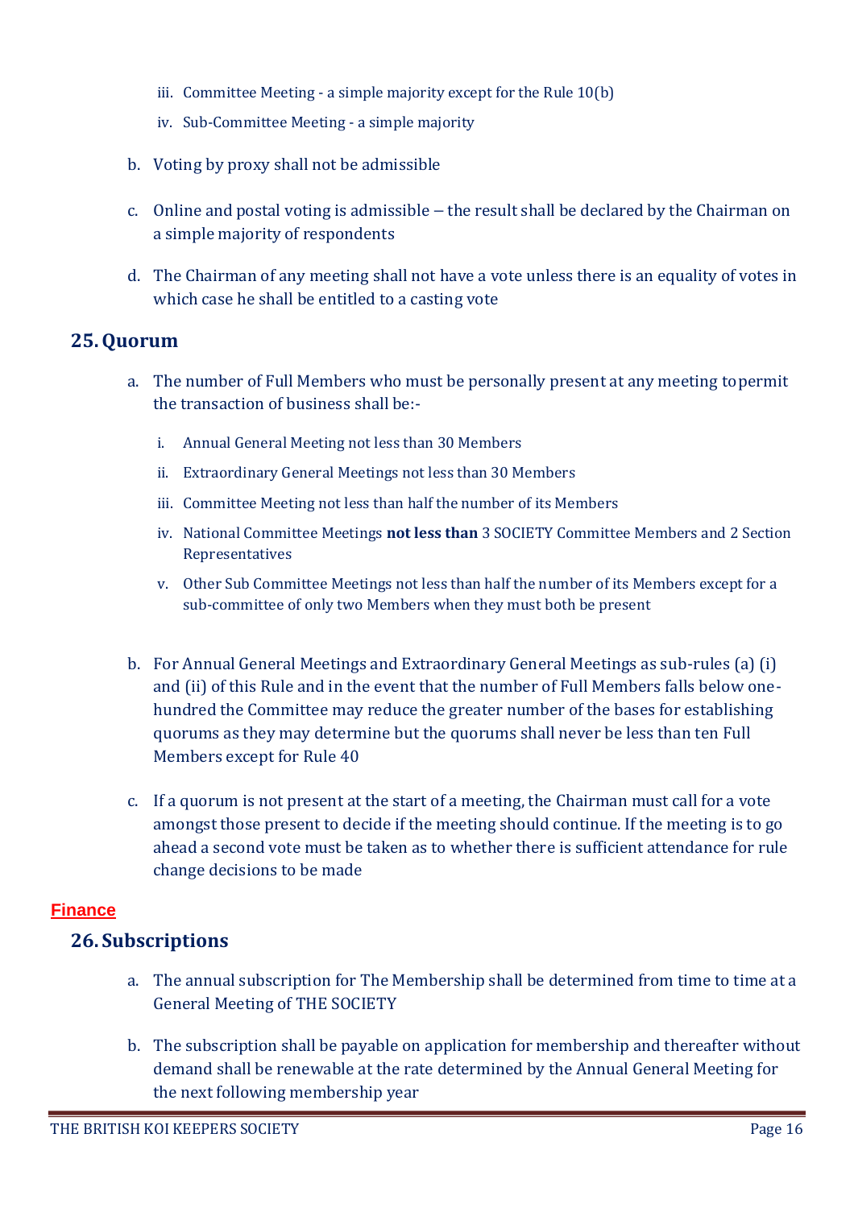iii. Committee Meeting - a simple majority except for the Rule 10(b)
   iv. Sub-Committee Meeting - a simple majority

b. Voting by proxy shall not be admissible

c. Online and postal voting is admissible – the result shall be declared by the Chairman on a simple majority of respondents

d. The Chairman of any meeting shall not have a vote unless there is an equality of votes in which case he shall be entitled to a casting vote

## 25. Quorum

a. The number of Full Members who must be personally present at any meeting topermit the transaction of business shall be:-

   i. Annual General Meeting not less than 30 Members
   ii. Extraordinary General Meetings not less than 30 Members
   iii. Committee Meeting not less than half the number of its Members
   iv. National Committee Meetings **not less than** 3 SOCIETY Committee Members and 2 Section Representatives
   v. Other Sub Committee Meetings not less than half the number of its Members except for a sub-committee of only two Members when they must both be present

b. For Annual General Meetings and Extraordinary General Meetings as sub-rules (a) (i) and (ii) of this Rule and in the event that the number of Full Members falls below one-hundred the Committee may reduce the greater number of the bases for establishing quorums as they may determine but the quorums shall never be less than ten Full Members except for Rule 40

c. If a quorum is not present at the start of a meeting, the Chairman must call for a vote amongst those present to decide if the meeting should continue. If the meeting is to go ahead a second vote must be taken as to whether there is sufficient attendance for rule change decisions to be made

# Finance

## 26. Subscriptions

a. The annual subscription for The Membership shall be determined from time to time at a General Meeting of THE SOCIETY

b. The subscription shall be payable on application for membership and thereafter without demand shall be renewable at the rate determined by the Annual General Meeting for the next following membership year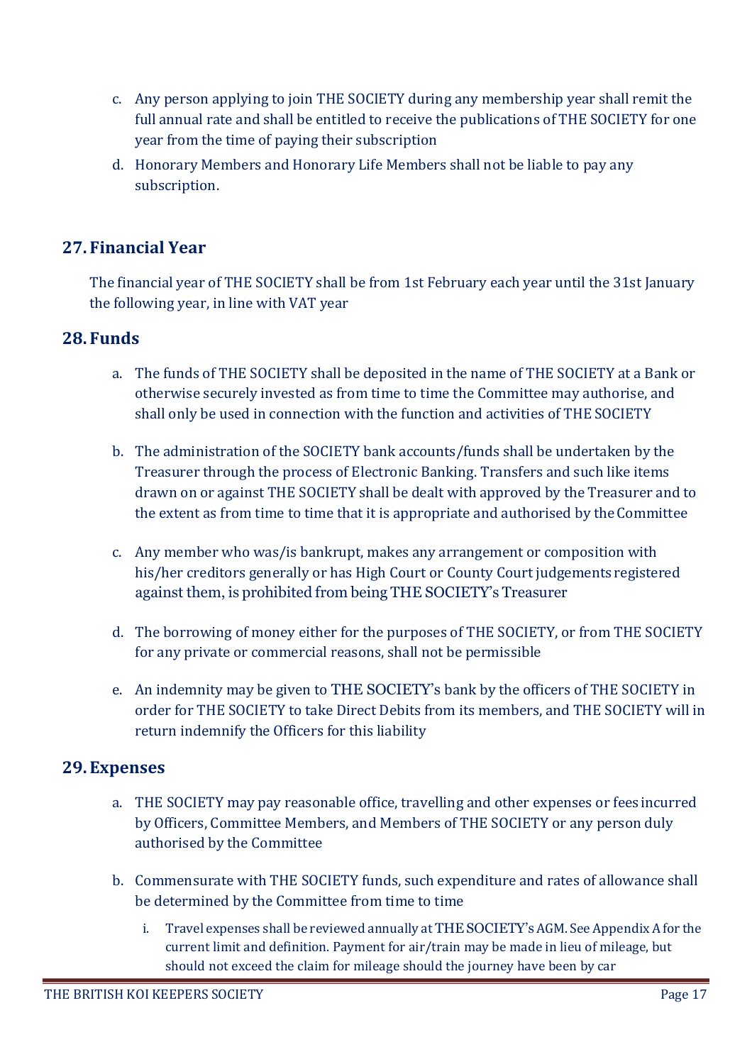c. Any person applying to join THE SOCIETY during any membership year shall remit the full annual rate and shall be entitled to receive the publications of THE SOCIETY for one year from the time of paying their subscription

d. Honorary Members and Honorary Life Members shall not be liable to pay any subscription.

## 27. Financial Year

The financial year of THE SOCIETY shall be from 1st February each year until the 31st January the following year, in line with VAT year

## 28. Funds

a. The funds of THE SOCIETY shall be deposited in the name of THE SOCIETY at a Bank or otherwise securely invested as from time to time the Committee may authorise, and shall only be used in connection with the function and activities of THE SOCIETY

b. The administration of the SOCIETY bank accounts/funds shall be undertaken by the Treasurer through the process of Electronic Banking. Transfers and such like items drawn on or against THE SOCIETY shall be dealt with approved by the Treasurer and to the extent as from time to time that it is appropriate and authorised by the Committee

c. Any member who was/is bankrupt, makes any arrangement or composition with his/her creditors generally or has High Court or County Court judgements registered against them, is prohibited from being THE SOCIETY's Treasurer

d. The borrowing of money either for the purposes of THE SOCIETY, or from THE SOCIETY for any private or commercial reasons, shall not be permissible

e. An indemnity may be given to THE SOCIETY's bank by the officers of THE SOCIETY in order for THE SOCIETY to take Direct Debits from its members, and THE SOCIETY will in return indemnify the Officers for this liability

## 29. Expenses

a. THE SOCIETY may pay reasonable office, travelling and other expenses or fees incurred by Officers, Committee Members, and Members of THE SOCIETY or any person duly authorised by the Committee

b. Commensurate with THE SOCIETY funds, such expenditure and rates of allowance shall be determined by the Committee from time to time

   i. Travel expenses shall be reviewed annually at THE SOCIETY's AGM. See Appendix A for the current limit and definition. Payment for air/train may be made in lieu of mileage, but should not exceed the claim for mileage should the journey have been by car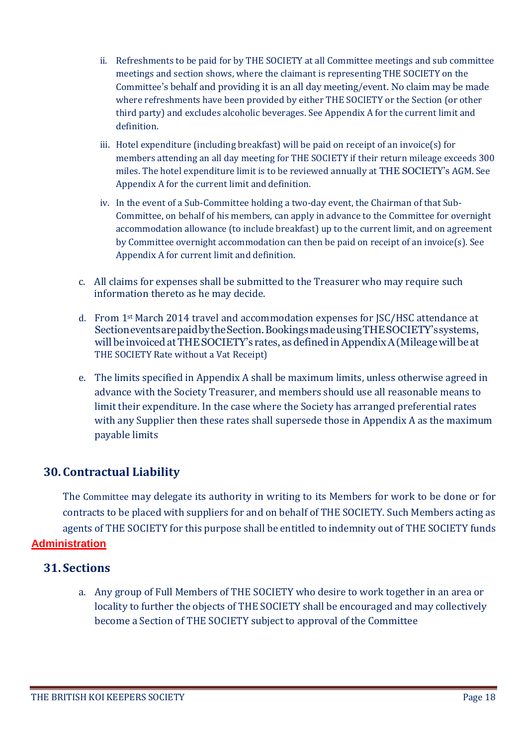ii. Refreshments to be paid for by THE SOCIETY at all Committee meetings and sub committee meetings and section shows, where the claimant is representing THE SOCIETY on the Committee's behalf and providing it is an all day meeting/event. No claim may be made where refreshments have been provided by either THE SOCIETY or the Section (or other third party) and excludes alcoholic beverages. See Appendix A for the current limit and definition.

iii. Hotel expenditure (including breakfast) will be paid on receipt of an invoice(s) for members attending an all day meeting for THE SOCIETY if their return mileage exceeds 300 miles. The hotel expenditure limit is to be reviewed annually at THE SOCIETY's AGM. See Appendix A for the current limit and definition.

iv. In the event of a Sub-Committee holding a two-day event, the Chairman of that Sub-Committee, on behalf of his members, can apply in advance to the Committee for overnight accommodation allowance (to include breakfast) up to the current limit, and on agreement by Committee overnight accommodation can then be paid on receipt of an invoice(s). See Appendix A for current limit and definition.

c. All claims for expenses shall be submitted to the Treasurer who may require such information thereto as he may decide.

d. From 1st March 2014 travel and accommodation expenses for JSC/HSC attendance at Section events are paid by the Section. Bookings made using THE SOCIETY's systems, will be invoiced at THE SOCIETY's rates, as defined in Appendix A (Mileage will be at THE SOCIETY Rate without a Vat Receipt)

e. The limits specified in Appendix A shall be maximum limits, unless otherwise agreed in advance with the Society Treasurer, and members should use all reasonable means to limit their expenditure. In the case where the Society has arranged preferential rates with any Supplier then these rates shall supersede those in Appendix A as the maximum payable limits

## 30. Contractual Liability

The Committee may delegate its authority in writing to its Members for work to be done or for contracts to be placed with suppliers for and on behalf of THE SOCIETY. Such Members acting as agents of THE SOCIETY for this purpose shall be entitled to indemnity out of THE SOCIETY funds

**Administration**

## 31. Sections

a. Any group of Full Members of THE SOCIETY who desire to work together in an area or locality to further the objects of THE SOCIETY shall be encouraged and may collectively become a Section of THE SOCIETY subject to approval of the Committee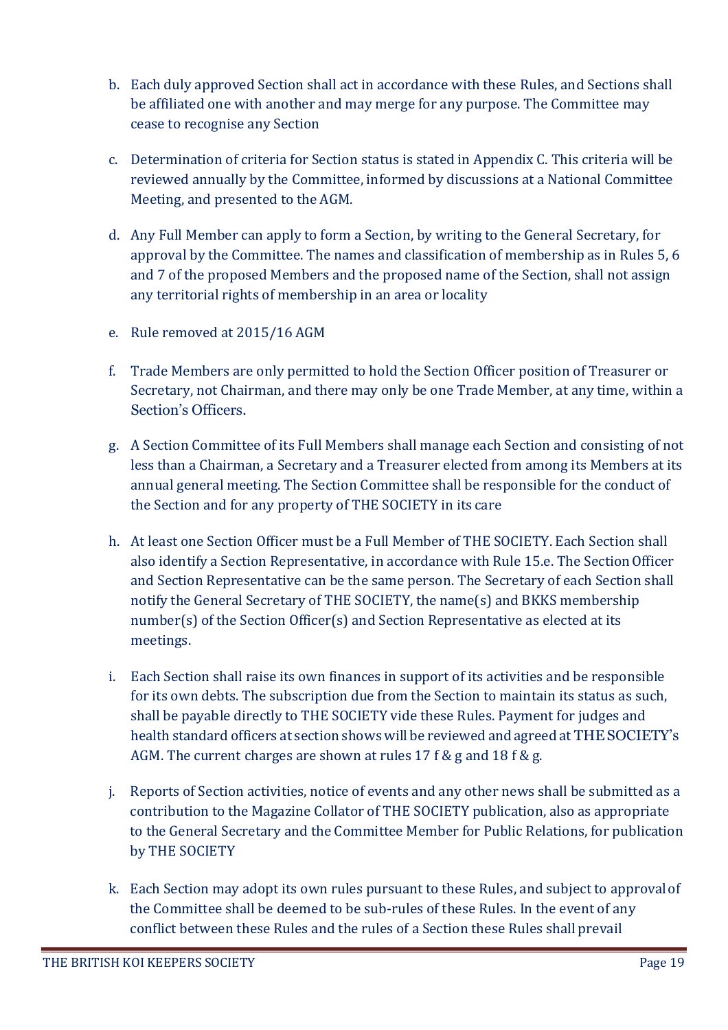b. Each duly approved Section shall act in accordance with these Rules, and Sections shall be affiliated one with another and may merge for any purpose. The Committee may cease to recognise any Section

c. Determination of criteria for Section status is stated in Appendix C. This criteria will be reviewed annually by the Committee, informed by discussions at a National Committee Meeting, and presented to the AGM.

d. Any Full Member can apply to form a Section, by writing to the General Secretary, for approval by the Committee. The names and classification of membership as in Rules 5, 6 and 7 of the proposed Members and the proposed name of the Section, shall not assign any territorial rights of membership in an area or locality

e. Rule removed at 2015/16 AGM

f. Trade Members are only permitted to hold the Section Officer position of Treasurer or Secretary, not Chairman, and there may only be one Trade Member, at any time, within a Section's Officers.

g. A Section Committee of its Full Members shall manage each Section and consisting of not less than a Chairman, a Secretary and a Treasurer elected from among its Members at its annual general meeting. The Section Committee shall be responsible for the conduct of the Section and for any property of THE SOCIETY in its care

h. At least one Section Officer must be a Full Member of THE SOCIETY. Each Section shall also identify a Section Representative, in accordance with Rule 15.e. The Section Officer and Section Representative can be the same person. The Secretary of each Section shall notify the General Secretary of THE SOCIETY, the name(s) and BKKS membership number(s) of the Section Officer(s) and Section Representative as elected at its meetings.

i. Each Section shall raise its own finances in support of its activities and be responsible for its own debts. The subscription due from the Section to maintain its status as such, shall be payable directly to THE SOCIETY vide these Rules. Payment for judges and health standard officers at section shows will be reviewed and agreed at THE SOCIETY's AGM. The current charges are shown at rules 17 f & g and 18 f & g.

j. Reports of Section activities, notice of events and any other news shall be submitted as a contribution to the Magazine Collator of THE SOCIETY publication, also as appropriate to the General Secretary and the Committee Member for Public Relations, for publication by THE SOCIETY

k. Each Section may adopt its own rules pursuant to these Rules, and subject to approval of the Committee shall be deemed to be sub-rules of these Rules. In the event of any conflict between these Rules and the rules of a Section these Rules shall prevail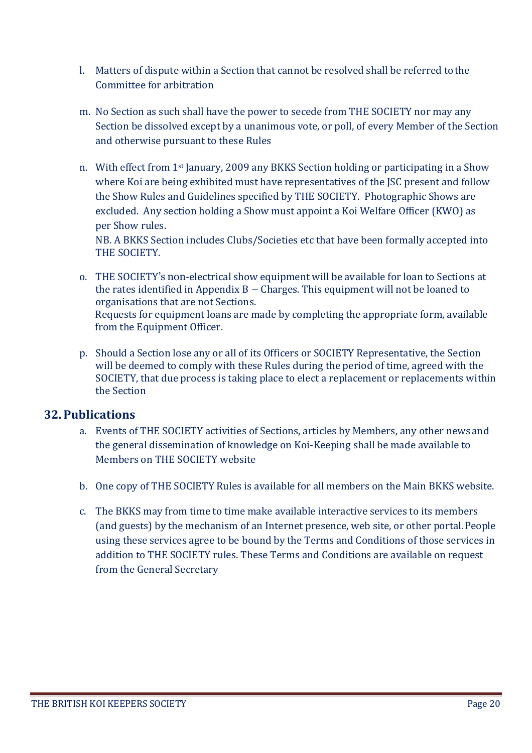l. Matters of dispute within a Section that cannot be resolved shall be referred to the Committee for arbitration

m. No Section as such shall have the power to secede from THE SOCIETY nor may any Section be dissolved except by a unanimous vote, or poll, of every Member of the Section and otherwise pursuant to these Rules

n. With effect from 1st January, 2009 any BKKS Section holding or participating in a Show where Koi are being exhibited must have representatives of the JSC present and follow the Show Rules and Guidelines specified by THE SOCIETY. Photographic Shows are excluded. Any section holding a Show must appoint a Koi Welfare Officer (KWO) as per Show rules.
NB. A BKKS Section includes Clubs/Societies etc that have been formally accepted into THE SOCIETY.

o. THE SOCIETY's non-electrical show equipment will be available for loan to Sections at the rates identified in Appendix B – Charges. This equipment will not be loaned to organisations that are not Sections.
Requests for equipment loans are made by completing the appropriate form, available from the Equipment Officer.

p. Should a Section lose any or all of its Officers or SOCIETY Representative, the Section will be deemed to comply with these Rules during the period of time, agreed with the SOCIETY, that due process is taking place to elect a replacement or replacements within the Section

## 32. Publications

a. Events of THE SOCIETY activities of Sections, articles by Members, any other news and the general dissemination of knowledge on Koi-Keeping shall be made available to Members on THE SOCIETY website

b. One copy of THE SOCIETY Rules is available for all members on the Main BKKS website.

c. The BKKS may from time to time make available interactive services to its members (and guests) by the mechanism of an Internet presence, web site, or other portal. People using these services agree to be bound by the Terms and Conditions of those services in addition to THE SOCIETY rules. These Terms and Conditions are available on request from the General Secretary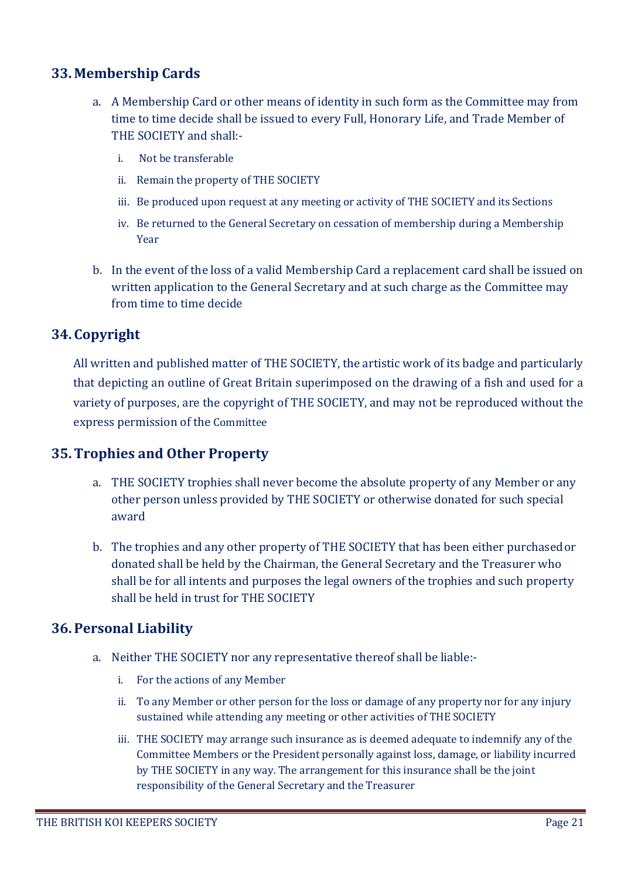## 33. Membership Cards

a. A Membership Card or other means of identity in such form as the Committee may from time to time decide shall be issued to every Full, Honorary Life, and Trade Member of THE SOCIETY and shall:-

   i. Not be transferable
   ii. Remain the property of THE SOCIETY
   iii. Be produced upon request at any meeting or activity of THE SOCIETY and its Sections
   iv. Be returned to the General Secretary on cessation of membership during a Membership Year

b. In the event of the loss of a valid Membership Card a replacement card shall be issued on written application to the General Secretary and at such charge as the Committee may from time to time decide

## 34. Copyright

All written and published matter of THE SOCIETY, the artistic work of its badge and particularly that depicting an outline of Great Britain superimposed on the drawing of a fish and used for a variety of purposes, are the copyright of THE SOCIETY, and may not be reproduced without the express permission of the Committee

## 35. Trophies and Other Property

a. THE SOCIETY trophies shall never become the absolute property of any Member or any other person unless provided by THE SOCIETY or otherwise donated for such special award

b. The trophies and any other property of THE SOCIETY that has been either purchased or donated shall be held by the Chairman, the General Secretary and the Treasurer who shall be for all intents and purposes the legal owners of the trophies and such property shall be held in trust for THE SOCIETY

## 36. Personal Liability

a. Neither THE SOCIETY nor any representative thereof shall be liable:-

   i. For the actions of any Member
   ii. To any Member or other person for the loss or damage of any property nor for any injury sustained while attending any meeting or other activities of THE SOCIETY
   iii. THE SOCIETY may arrange such insurance as is deemed adequate to indemnify any of the Committee Members or the President personally against loss, damage, or liability incurred by THE SOCIETY in any way. The arrangement for this insurance shall be the joint responsibility of the General Secretary and the Treasurer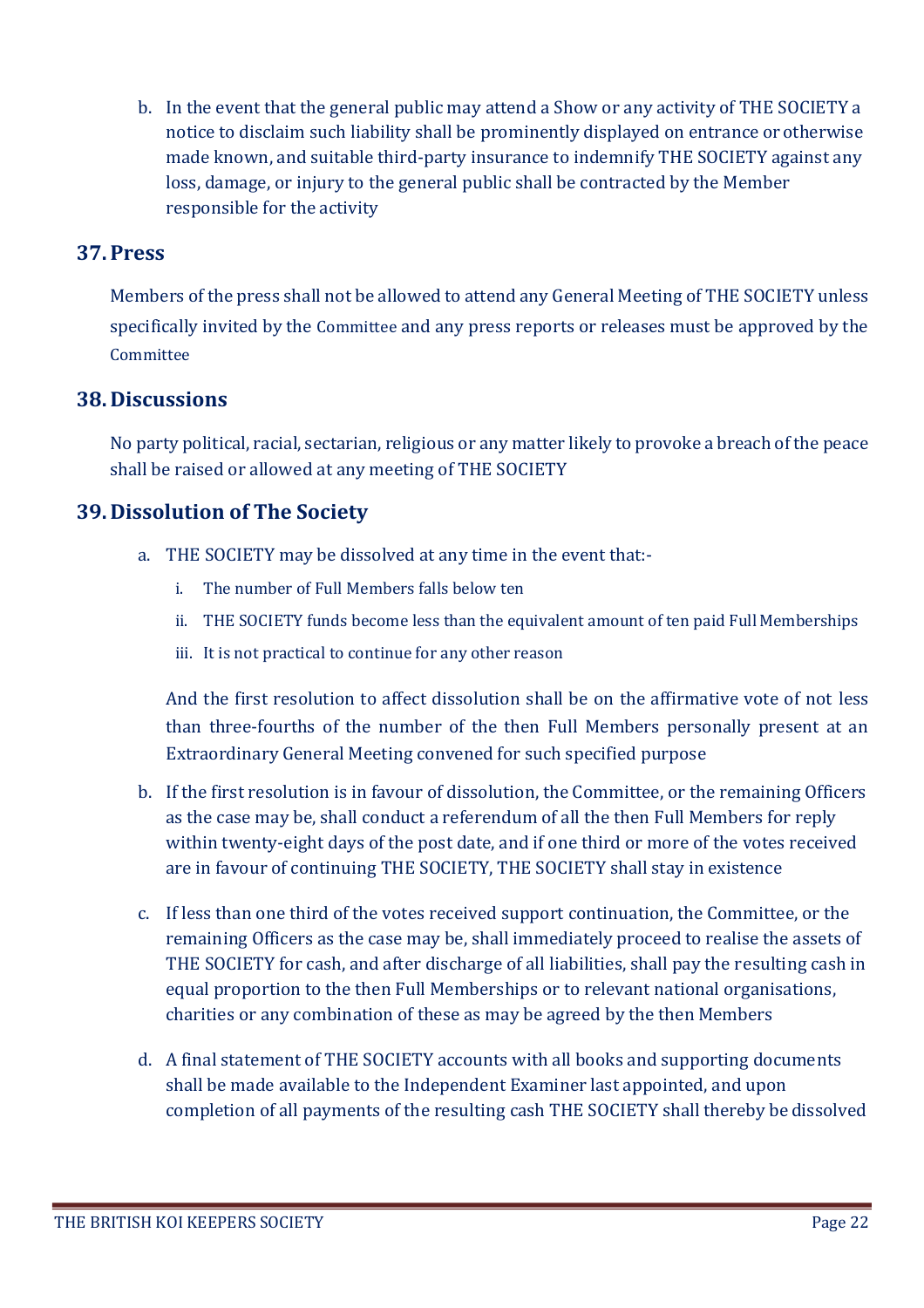b. In the event that the general public may attend a Show or any activity of THE SOCIETY a notice to disclaim such liability shall be prominently displayed on entrance or otherwise made known, and suitable third-party insurance to indemnify THE SOCIETY against any loss, damage, or injury to the general public shall be contracted by the Member responsible for the activity

## 37. Press

Members of the press shall not be allowed to attend any General Meeting of THE SOCIETY unless specifically invited by the Committee and any press reports or releases must be approved by the Committee

## 38. Discussions

No party political, racial, sectarian, religious or any matter likely to provoke a breach of the peace shall be raised or allowed at any meeting of THE SOCIETY

## 39. Dissolution of The Society

a. THE SOCIETY may be dissolved at any time in the event that:-

   i. The number of Full Members falls below ten
   
   ii. THE SOCIETY funds become less than the equivalent amount of ten paid Full Memberships
   
   iii. It is not practical to continue for any other reason

   And the first resolution to affect dissolution shall be on the affirmative vote of not less than three-fourths of the number of the then Full Members personally present at an Extraordinary General Meeting convened for such specified purpose

b. If the first resolution is in favour of dissolution, the Committee, or the remaining Officers as the case may be, shall conduct a referendum of all the then Full Members for reply within twenty-eight days of the post date, and if one third or more of the votes received are in favour of continuing THE SOCIETY, THE SOCIETY shall stay in existence

c. If less than one third of the votes received support continuation, the Committee, or the remaining Officers as the case may be, shall immediately proceed to realise the assets of THE SOCIETY for cash, and after discharge of all liabilities, shall pay the resulting cash in equal proportion to the then Full Memberships or to relevant national organisations, charities or any combination of these as may be agreed by the then Members

d. A final statement of THE SOCIETY accounts with all books and supporting documents shall be made available to the Independent Examiner last appointed, and upon completion of all payments of the resulting cash THE SOCIETY shall thereby be dissolved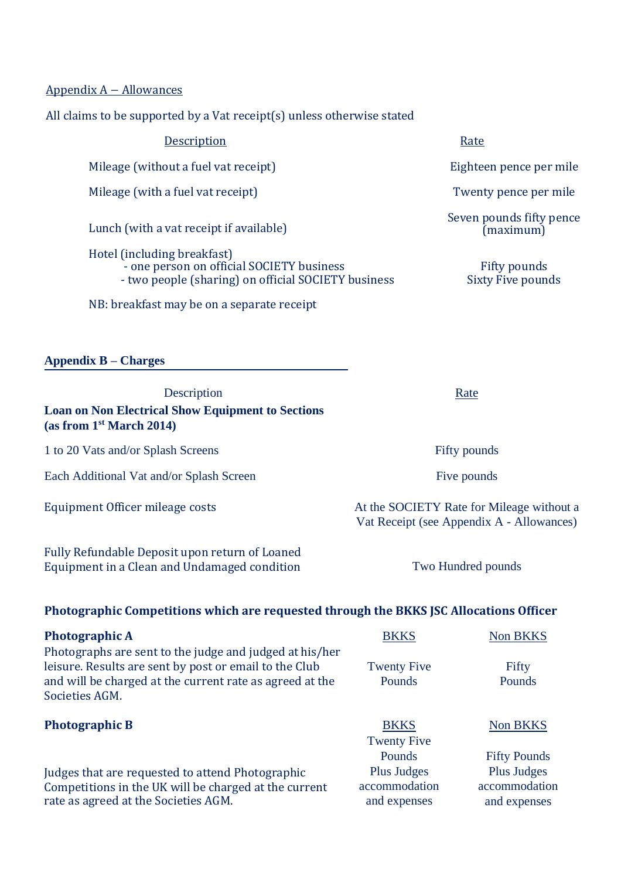## Appendix A – Allowances

All claims to be supported by a Vat receipt(s) unless otherwise stated

| Description | Rate |
|---|---|
| Mileage (without a fuel vat receipt) | Eighteen pence per mile |
| Mileage (with a fuel vat receipt) | Twenty pence per mile |
| Lunch (with a vat receipt if available) | Seven pounds fifty pence (maximum) |
| Hotel (including breakfast) | |
| - one person on official SOCIETY business | Fifty pounds |
| - two people (sharing) on official SOCIETY business | Sixty Five pounds |

NB: breakfast may be on a separate receipt

## Appendix B – Charges

| Description | Rate |
|---|---|
| **Loan on Non Electrical Show Equipment to Sections (as from 1st March 2014)** | |
| 1 to 20 Vats and/or Splash Screens | Fifty pounds |
| Each Additional Vat and/or Splash Screen | Five pounds |
| Equipment Officer mileage costs | At the SOCIETY Rate for Mileage without a Vat Receipt (see Appendix A - Allowances) |
| Fully Refundable Deposit upon return of Loaned Equipment in a Clean and Undamaged condition | Two Hundred pounds |

**Photographic Competitions which are requested through the BKKS JSC Allocations Officer**

| | BKKS | Non BKKS |
|---|---|---|
| **Photographic A**<br>Photographs are sent to the judge and judged at his/her leisure. Results are sent by post or email to the Club and will be charged at the current rate as agreed at the Societies AGM. | Twenty Five Pounds | Fifty Pounds |
| **Photographic B**<br>Judges that are requested to attend Photographic Competitions in the UK will be charged at the current rate as agreed at the Societies AGM. | Twenty Five Pounds Plus Judges accommodation and expenses | Fifty Pounds Plus Judges accommodation and expenses |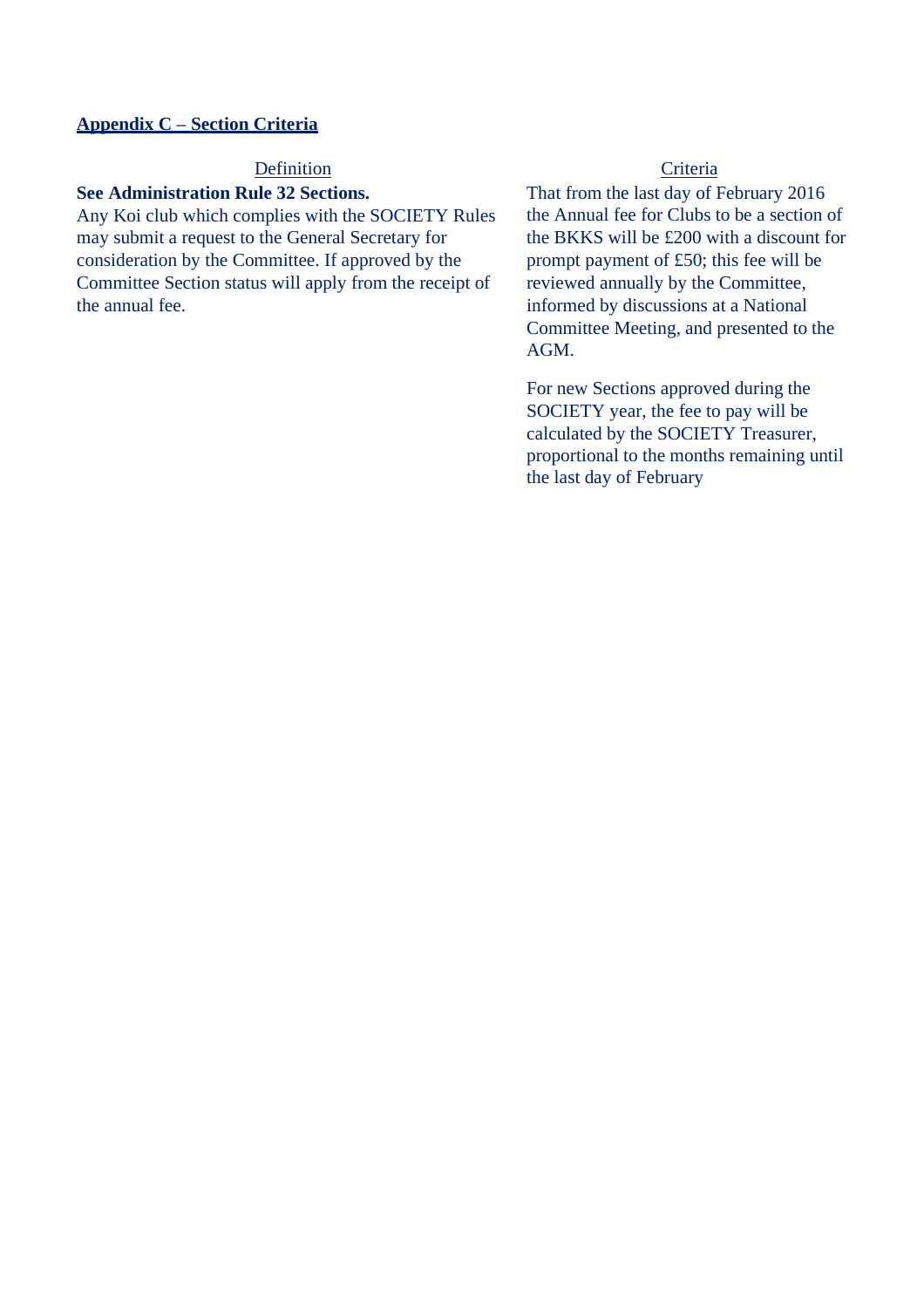## Appendix C – Section Criteria

| Definition | Criteria |
| --- | --- |
| **See Administration Rule 32 Sections.** Any Koi club which complies with the SOCIETY Rules may submit a request to the General Secretary for consideration by the Committee. If approved by the Committee Section status will apply from the receipt of the annual fee. | That from the last day of February 2016 the Annual fee for Clubs to be a section of the BKKS will be £200 with a discount for prompt payment of £50; this fee will be reviewed annually by the Committee, informed by discussions at a National Committee Meeting, and presented to the AGM.<br><br>For new Sections approved during the SOCIETY year, the fee to pay will be calculated by the SOCIETY Treasurer, proportional to the months remaining until the last day of February |